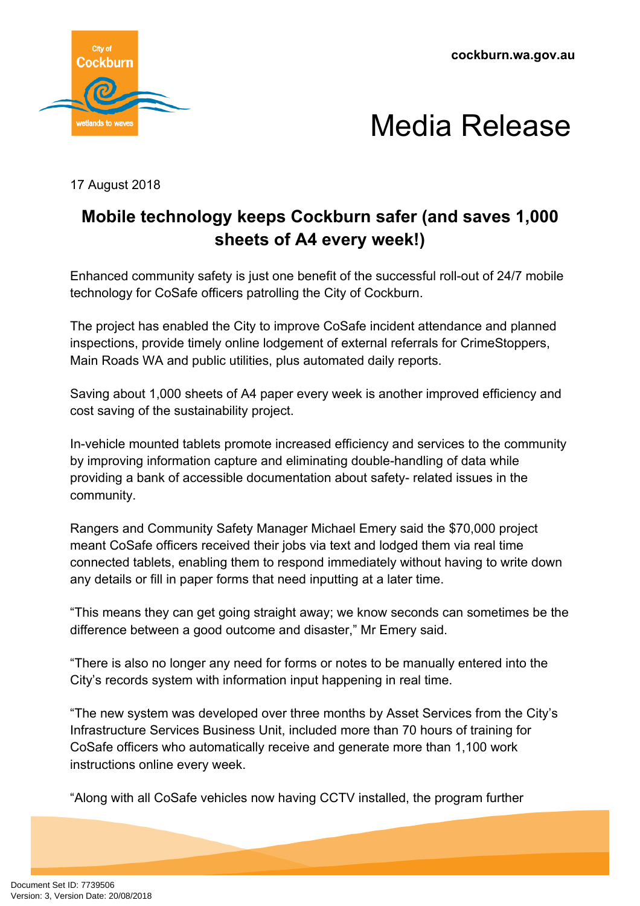Media Release

17 August 2018

## Mobile technology keeps Cockburn safer (and saves 1,000 sheets of A4 every week!)

Enhanced community safety is just one benefit of the successful roll-out of 24/7 mobile technology for CoSafe officers patrolling the City of Cockburn.

The project has enabled the City to improve CoSafe incident attendance and planned inspections, provide timely online lodgement of external referrals for CrimeStoppers, Main Roads WA and public utilities, plus automated daily reports.

Saving about 1,000 sheets of A4 paper every week is another improved efficiency and cost saving of the sustainability project.

In-vehicle mounted tablets promote increased efficiency and services to the community by improving information capture and eliminating double-handling of data while providing a bank of accessible documentation about safety- related issues in the community.

Rangers and Community Safety Manager Michael Emery said the $70,000 project meant CoSafe officers received their jobs via text and lodged them via real time connected tablets, enabling them to respond immediately without having to write down any details or fill in paper forms that need inputting at a later time.

"This means they can get going straight away; we know seconds can sometimes be the difference between a good outcome and disaster," Mr Emery said.

"There is also no longer any need for forms or notes to be manually entered into the City's records system with information input happening in real time.

"The new system was developed over three months by Asset Services from the City's Infrastructure Services Business Unit, included more than 70 hours of training for CoSafe officers who automatically receive and generate more than 1,100 work instructions online every week.

"Along with all CoSafe vehicles now having CCTV installed, the program further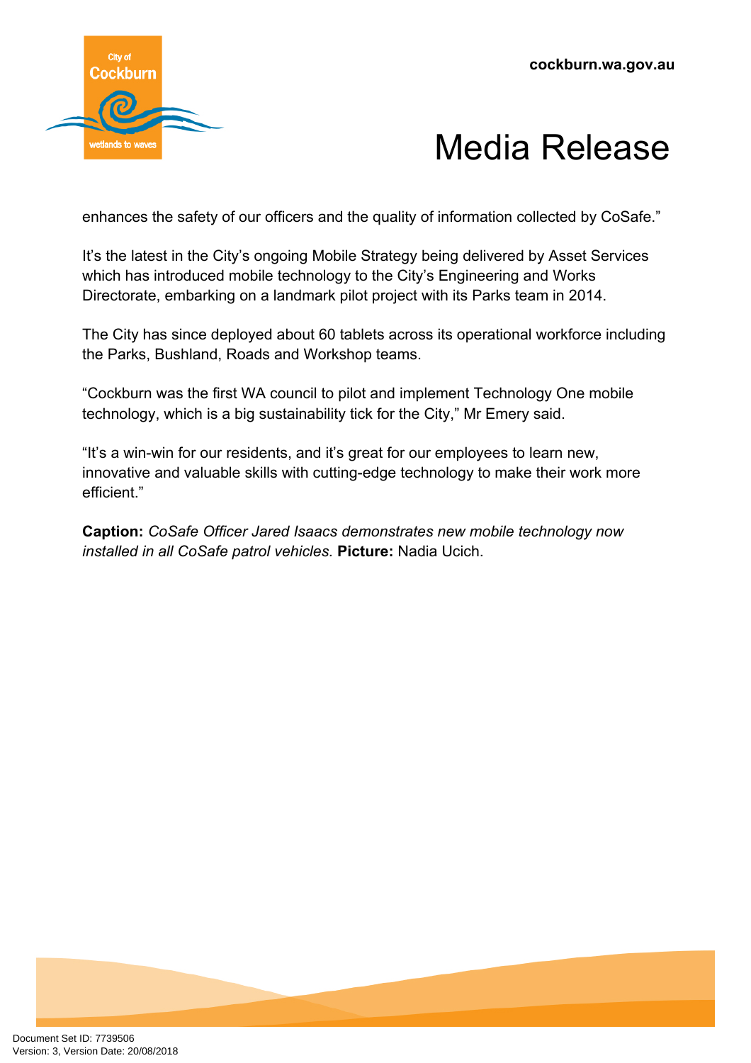enhances the safety of our officers and the quality of information collected by CoSafe."

It's the latest in the City's ongoing Mobile Strategy being delivered by Asset Services which has introduced mobile technology to the City's Engineering and Works Directorate, embarking on a landmark pilot project with its Parks team in 2014.

The City has since deployed about 60 tablets across its operational workforce including the Parks, Bushland, Roads and Workshop teams.

"Cockburn was the first WA council to pilot and implement Technology One mobile technology, which is a big sustainability tick for the City," Mr Emery said.

"It's a win-win for our residents, and it's great for our employees to learn new, innovative and valuable skills with cutting-edge technology to make their work more efficient."

**Caption:** *CoSafe Officer Jared Isaacs demonstrates new mobile technology now installed in all CoSafe patrol vehicles.* **Picture:** Nadia Ucich.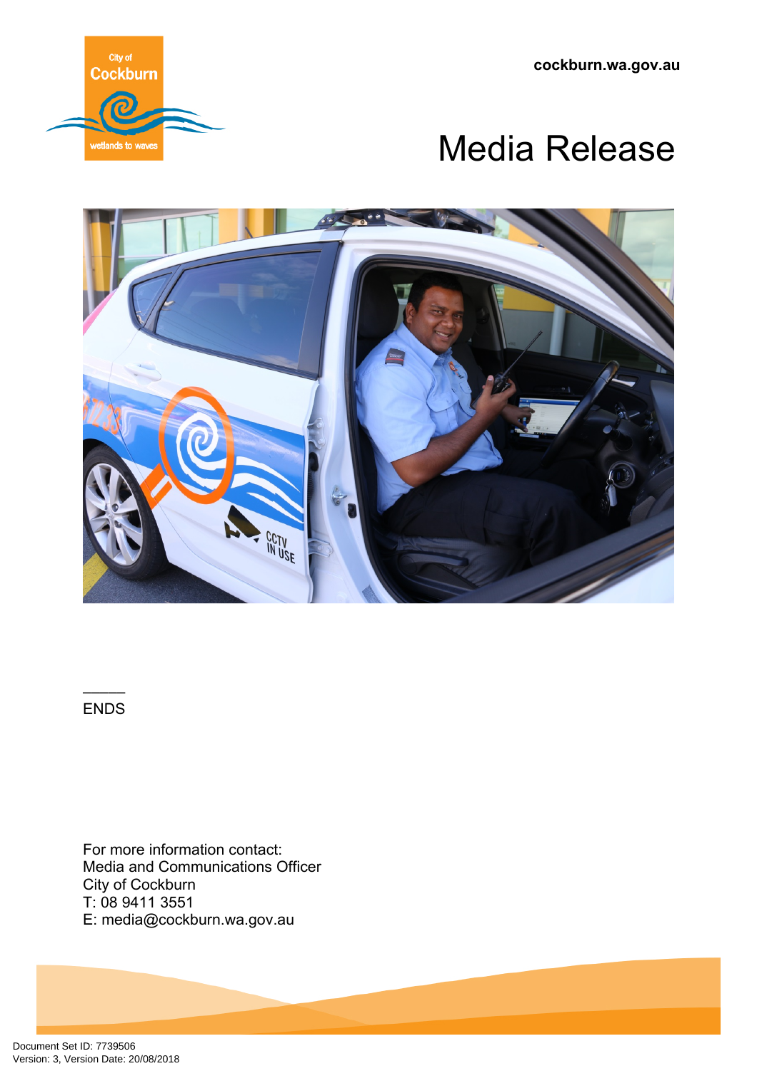Media Release

\_\_\_\_\_

ENDS

For more information contact:
Media and Communications Officer
City of Cockburn
T: 08 9411 3551
E: media@cockburn.wa.gov.au

Document Set ID: 7739506
Version: 3, Version Date: 20/08/2018